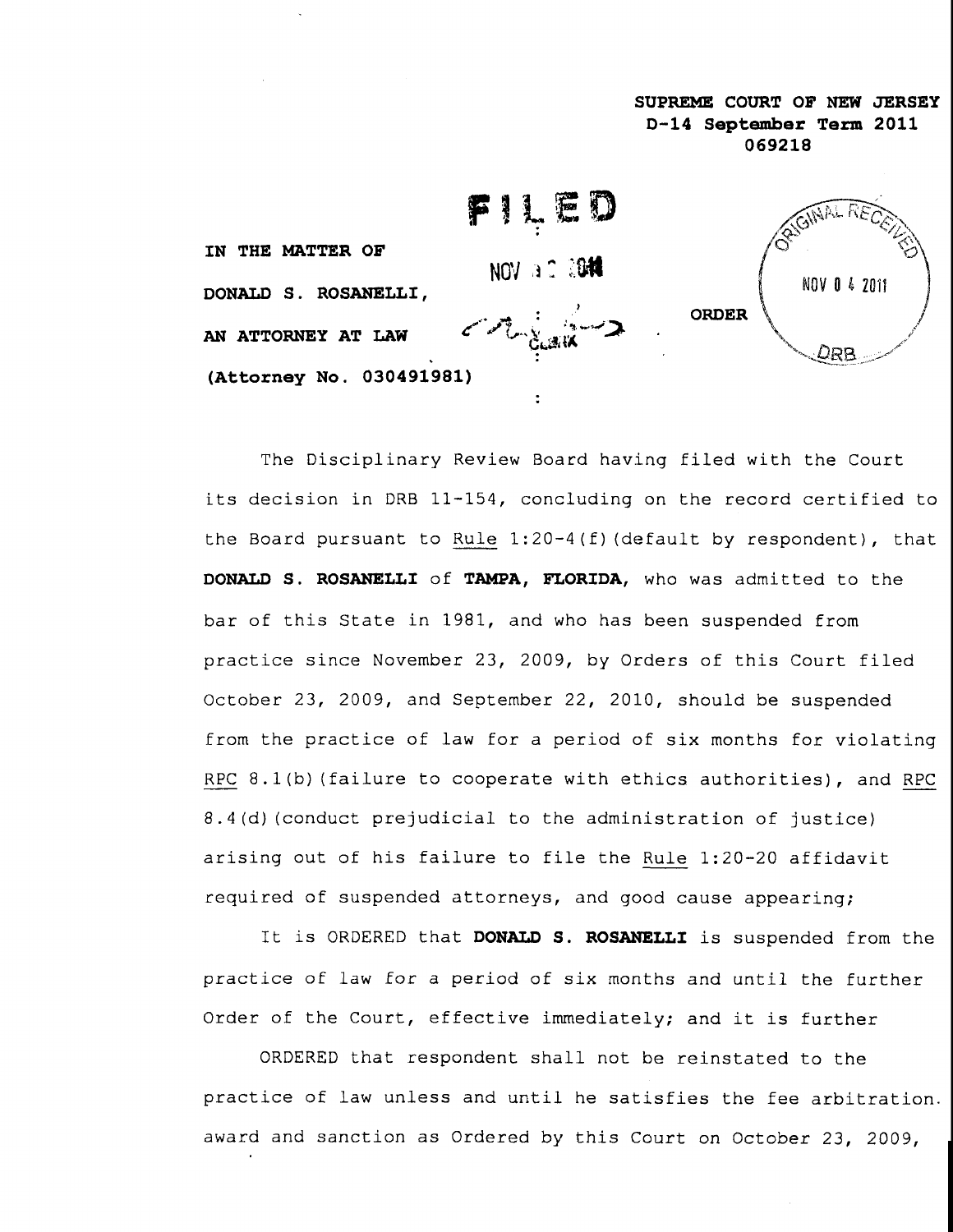**SUPREME COURT OF NEW JERSEY**
**D-14 September Term 2011**
**069218**

FILED
NOV 30 2011
CLERK

ORIGINAL RECEIVED
NOV 0 4 2011
DRB

**IN THE MATTER OF** :

**DONALD S. ROSANELLI,** :

**AN ATTORNEY AT LAW** : **ORDER**

**(Attorney No. 030491981)** :

The Disciplinary Review Board having filed with the Court its decision in DRB 11-154, concluding on the record certified to the Board pursuant to Rule 1:20-4(f)(default by respondent), that **DONALD S. ROSANELLI** of **TAMPA, FLORIDA**, who was admitted to the bar of this State in 1981, and who has been suspended from practice since November 23, 2009, by Orders of this Court filed October 23, 2009, and September 22, 2010, should be suspended from the practice of law for a period of six months for violating RPC 8.1(b)(failure to cooperate with ethics authorities), and RPC 8.4(d)(conduct prejudicial to the administration of justice) arising out of his failure to file the Rule 1:20-20 affidavit required of suspended attorneys, and good cause appearing;

It is ORDERED that **DONALD S. ROSANELLI** is suspended from the practice of law for a period of six months and until the further Order of the Court, effective immediately; and it is further

ORDERED that respondent shall not be reinstated to the practice of law unless and until he satisfies the fee arbitration award and sanction as Ordered by this Court on October 23, 2009,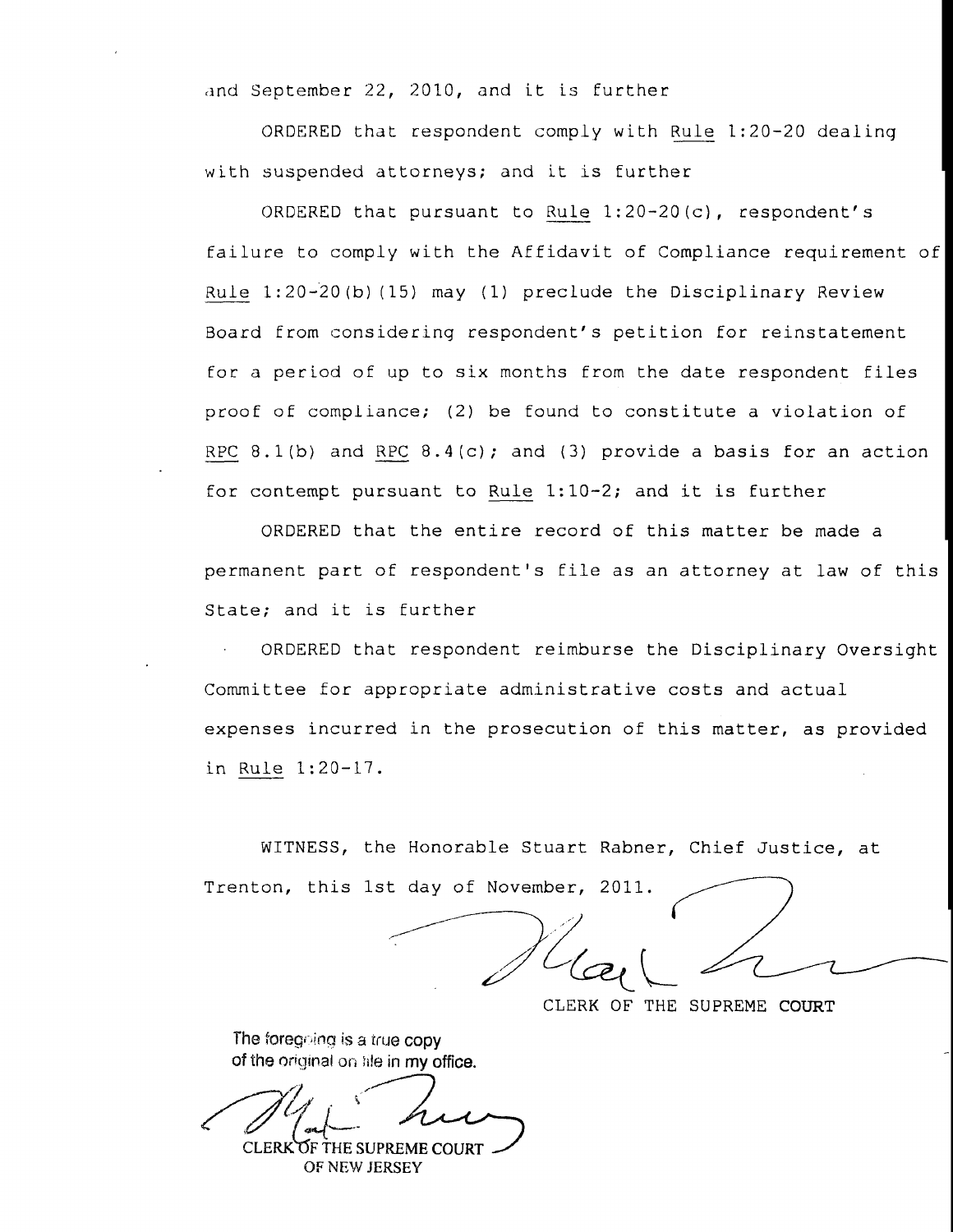and September 22, 2010, and it is further

ORDERED that respondent comply with Rule 1:20-20 dealing with suspended attorneys; and it is further

ORDERED that pursuant to Rule 1:20-20(c), respondent's failure to comply with the Affidavit of Compliance requirement of Rule 1:20-20(b)(15) may (1) preclude the Disciplinary Review Board from considering respondent's petition for reinstatement for a period of up to six months from the date respondent files proof of compliance; (2) be found to constitute a violation of RPC 8.1(b) and RPC 8.4(c); and (3) provide a basis for an action for contempt pursuant to Rule 1:10-2; and it is further

ORDERED that the entire record of this matter be made a permanent part of respondent's file as an attorney at law of this State; and it is further

ORDERED that respondent reimburse the Disciplinary Oversight Committee for appropriate administrative costs and actual expenses incurred in the prosecution of this matter, as provided in Rule 1:20-17.

WITNESS, the Honorable Stuart Rabner, Chief Justice, at Trenton, this 1st day of November, 2011.

CLERK OF THE SUPREME COURT

The foregoing is a true copy of the original on file in my office.

CLERK OF THE SUPREME COURT OF NEW JERSEY